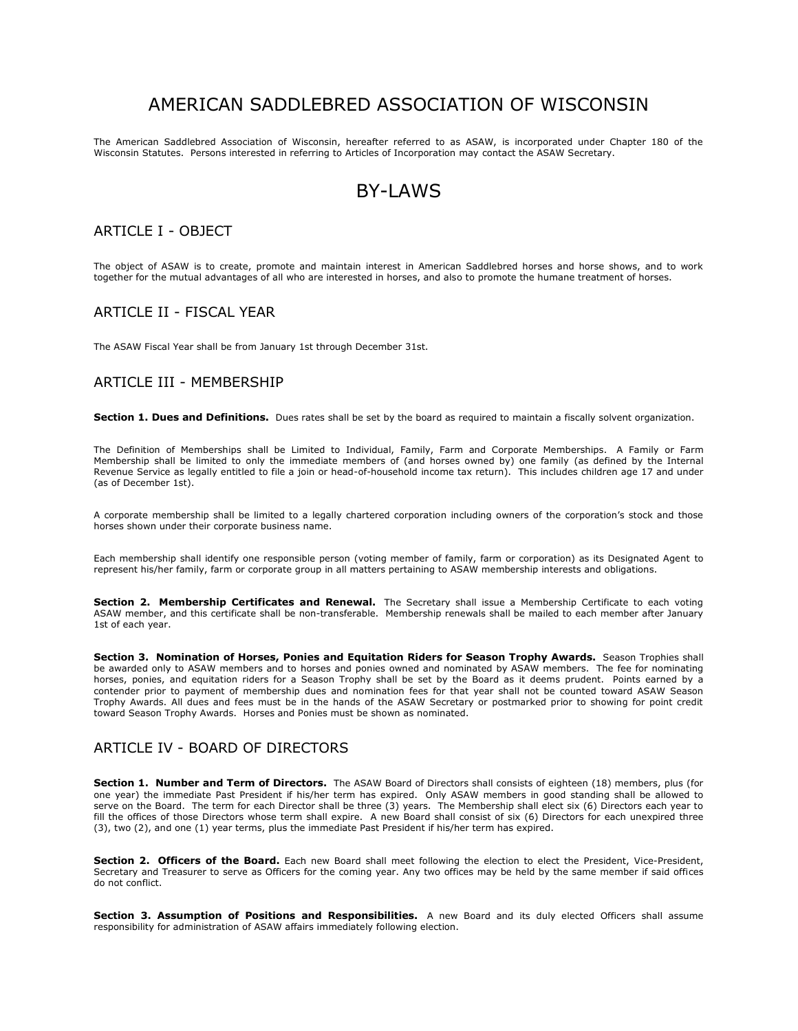# AMERICAN SADDLEBRED ASSOCIATION OF WISCONSIN

The American Saddlebred Association of Wisconsin, hereafter referred to as ASAW, is incorporated under Chapter 180 of the Wisconsin Statutes. Persons interested in referring to Articles of Incorporation may contact the ASAW Secretary.

# BY-LAWS

## ARTICLE I - OBJECT

The object of ASAW is to create, promote and maintain interest in American Saddlebred horses and horse shows, and to work together for the mutual advantages of all who are interested in horses, and also to promote the humane treatment of horses.

## ARTICLE II - FISCAL YEAR

The ASAW Fiscal Year shall be from January 1st through December 31st.

## ARTICLE III - MEMBERSHIP

**Section 1. Dues and Definitions.** Dues rates shall be set by the board as required to maintain a fiscally solvent organization.

The Definition of Memberships shall be Limited to Individual, Family, Farm and Corporate Memberships. A Family or Farm Membership shall be limited to only the immediate members of (and horses owned by) one family (as defined by the Internal Revenue Service as legally entitled to file a join or head-of-household income tax return). This includes children age 17 and under (as of December 1st).

A corporate membership shall be limited to a legally chartered corporation including owners of the corporation's stock and those horses shown under their corporate business name.

Each membership shall identify one responsible person (voting member of family, farm or corporation) as its Designated Agent to represent his/her family, farm or corporate group in all matters pertaining to ASAW membership interests and obligations.

**Section 2. Membership Certificates and Renewal.** The Secretary shall issue a Membership Certificate to each voting ASAW member, and this certificate shall be non-transferable. Membership renewals shall be mailed to each member after January 1st of each year.

**Section 3. Nomination of Horses, Ponies and Equitation Riders for Season Trophy Awards.** Season Trophies shall be awarded only to ASAW members and to horses and ponies owned and nominated by ASAW members. The fee for nominating horses, ponies, and equitation riders for a Season Trophy shall be set by the Board as it deems prudent. Points earned by a contender prior to payment of membership dues and nomination fees for that year shall not be counted toward ASAW Season Trophy Awards. All dues and fees must be in the hands of the ASAW Secretary or postmarked prior to showing for point credit toward Season Trophy Awards. Horses and Ponies must be shown as nominated.

## ARTICLE IV - BOARD OF DIRECTORS

**Section 1. Number and Term of Directors.** The ASAW Board of Directors shall consists of eighteen (18) members, plus (for one year) the immediate Past President if his/her term has expired. Only ASAW members in good standing shall be allowed to serve on the Board. The term for each Director shall be three (3) years. The Membership shall elect six (6) Directors each year to fill the offices of those Directors whose term shall expire. A new Board shall consist of six (6) Directors for each unexpired three (3), two (2), and one (1) year terms, plus the immediate Past President if his/her term has expired.

**Section 2. Officers of the Board.** Each new Board shall meet following the election to elect the President, Vice-President, Secretary and Treasurer to serve as Officers for the coming year. Any two offices may be held by the same member if said offices do not conflict.

**Section 3. Assumption of Positions and Responsibilities.** A new Board and its duly elected Officers shall assume responsibility for administration of ASAW affairs immediately following election.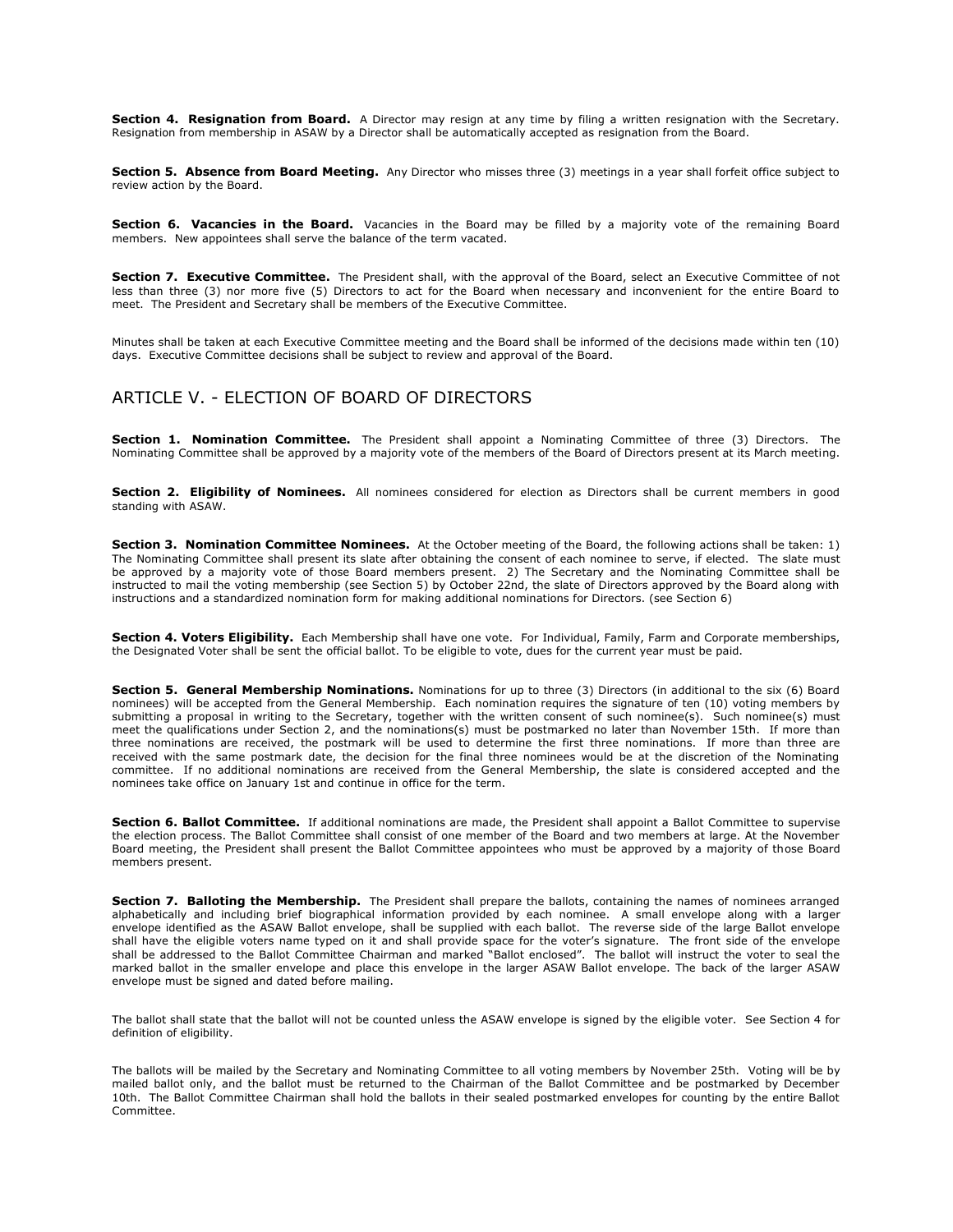**Section 4. Resignation from Board.** A Director may resign at any time by filing a written resignation with the Secretary. Resignation from membership in ASAW by a Director shall be automatically accepted as resignation from the Board.

**Section 5. Absence from Board Meeting.** Any Director who misses three (3) meetings in a year shall forfeit office subject to review action by the Board.

**Section 6. Vacancies in the Board.** Vacancies in the Board may be filled by a majority vote of the remaining Board members. New appointees shall serve the balance of the term vacated.

**Section 7. Executive Committee.** The President shall, with the approval of the Board, select an Executive Committee of not less than three (3) nor more five (5) Directors to act for the Board when necessary and inconvenient for the entire Board to meet. The President and Secretary shall be members of the Executive Committee.

Minutes shall be taken at each Executive Committee meeting and the Board shall be informed of the decisions made within ten (10) days. Executive Committee decisions shall be subject to review and approval of the Board.

## ARTICLE V. - ELECTION OF BOARD OF DIRECTORS

**Section 1. Nomination Committee.** The President shall appoint a Nominating Committee of three (3) Directors. The Nominating Committee shall be approved by a majority vote of the members of the Board of Directors present at its March meeting.

**Section 2. Eligibility of Nominees.** All nominees considered for election as Directors shall be current members in good standing with ASAW.

**Section 3. Nomination Committee Nominees.** At the October meeting of the Board, the following actions shall be taken: 1) The Nominating Committee shall present its slate after obtaining the consent of each nominee to serve, if elected. The slate must be approved by a majority vote of those Board members present. 2) The Secretary and the Nominating Committee shall be instructed to mail the voting membership (see Section 5) by October 22nd, the slate of Directors approved by the Board along with instructions and a standardized nomination form for making additional nominations for Directors. (see Section 6)

**Section 4. Voters Eligibility.** Each Membership shall have one vote. For Individual, Family, Farm and Corporate memberships, the Designated Voter shall be sent the official ballot. To be eligible to vote, dues for the current year must be paid.

**Section 5. General Membership Nominations.** Nominations for up to three (3) Directors (in additional to the six (6) Board nominees) will be accepted from the General Membership. Each nomination requires the signature of ten (10) voting members by submitting a proposal in writing to the Secretary, together with the written consent of such nominee(s). Such nominee(s) must meet the qualifications under Section 2, and the nominations(s) must be postmarked no later than November 15th. If more than three nominations are received, the postmark will be used to determine the first three nominations. If more than three are received with the same postmark date, the decision for the final three nominees would be at the discretion of the Nominating committee. If no additional nominations are received from the General Membership, the slate is considered accepted and the nominees take office on January 1st and continue in office for the term.

**Section 6. Ballot Committee.** If additional nominations are made, the President shall appoint a Ballot Committee to supervise the election process. The Ballot Committee shall consist of one member of the Board and two members at large. At the November Board meeting, the President shall present the Ballot Committee appointees who must be approved by a majority of those Board members present.

**Section 7. Balloting the Membership.** The President shall prepare the ballots, containing the names of nominees arranged alphabetically and including brief biographical information provided by each nominee. A small envelope along with a larger envelope identified as the ASAW Ballot envelope, shall be supplied with each ballot. The reverse side of the large Ballot envelope shall have the eligible voters name typed on it and shall provide space for the voter's signature. The front side of the envelope shall be addressed to the Ballot Committee Chairman and marked "Ballot enclosed". The ballot will instruct the voter to seal the marked ballot in the smaller envelope and place this envelope in the larger ASAW Ballot envelope. The back of the larger ASAW envelope must be signed and dated before mailing.

The ballot shall state that the ballot will not be counted unless the ASAW envelope is signed by the eligible voter. See Section 4 for definition of eligibility.

The ballots will be mailed by the Secretary and Nominating Committee to all voting members by November 25th. Voting will be by mailed ballot only, and the ballot must be returned to the Chairman of the Ballot Committee and be postmarked by December 10th. The Ballot Committee Chairman shall hold the ballots in their sealed postmarked envelopes for counting by the entire Ballot Committee.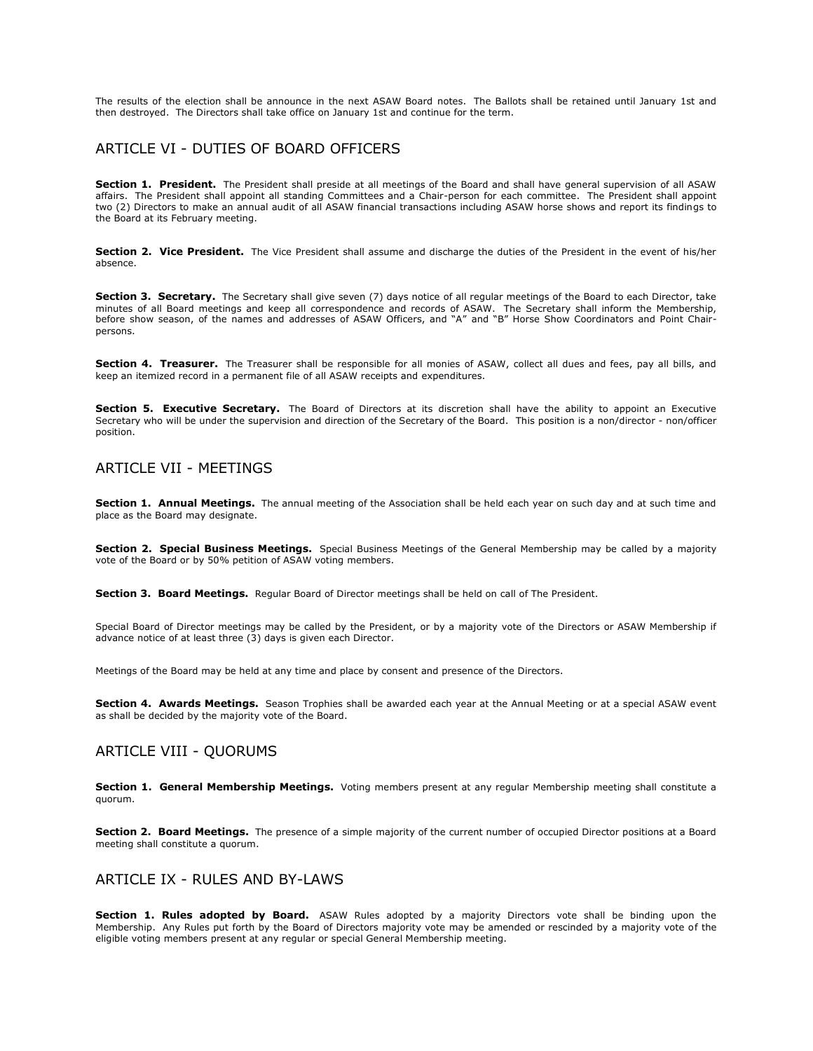The results of the election shall be announce in the next ASAW Board notes. The Ballots shall be retained until January 1st and then destroyed. The Directors shall take office on January 1st and continue for the term.

## ARTICLE VI - DUTIES OF BOARD OFFICERS

**Section 1. President.** The President shall preside at all meetings of the Board and shall have general supervision of all ASAW affairs. The President shall appoint all standing Committees and a Chair-person for each committee. The President shall appoint two (2) Directors to make an annual audit of all ASAW financial transactions including ASAW horse shows and report its findings to the Board at its February meeting.

**Section 2. Vice President.** The Vice President shall assume and discharge the duties of the President in the event of his/her absence.

**Section 3. Secretary.** The Secretary shall give seven (7) days notice of all regular meetings of the Board to each Director, take minutes of all Board meetings and keep all correspondence and records of ASAW. The Secretary shall inform the Membership, before show season, of the names and addresses of ASAW Officers, and "A" and "B" Horse Show Coordinators and Point Chair-persons.

**Section 4. Treasurer.** The Treasurer shall be responsible for all monies of ASAW, collect all dues and fees, pay all bills, and keep an itemized record in a permanent file of all ASAW receipts and expenditures.

**Section 5. Executive Secretary.** The Board of Directors at its discretion shall have the ability to appoint an Executive Secretary who will be under the supervision and direction of the Secretary of the Board. This position is a non/director - non/officer position.

## ARTICLE VII - MEETINGS

**Section 1. Annual Meetings.** The annual meeting of the Association shall be held each year on such day and at such time and place as the Board may designate.

**Section 2. Special Business Meetings.** Special Business Meetings of the General Membership may be called by a majority vote of the Board or by 50% petition of ASAW voting members.

**Section 3. Board Meetings.** Regular Board of Director meetings shall be held on call of The President.

Special Board of Director meetings may be called by the President, or by a majority vote of the Directors or ASAW Membership if advance notice of at least three (3) days is given each Director.

Meetings of the Board may be held at any time and place by consent and presence of the Directors.

**Section 4. Awards Meetings.** Season Trophies shall be awarded each year at the Annual Meeting or at a special ASAW event as shall be decided by the majority vote of the Board.

## ARTICLE VIII - QUORUMS

**Section 1. General Membership Meetings.** Voting members present at any regular Membership meeting shall constitute a quorum.

**Section 2. Board Meetings.** The presence of a simple majority of the current number of occupied Director positions at a Board meeting shall constitute a quorum.

## ARTICLE IX - RULES AND BY-LAWS

**Section 1. Rules adopted by Board.** ASAW Rules adopted by a majority Directors vote shall be binding upon the Membership. Any Rules put forth by the Board of Directors majority vote may be amended or rescinded by a majority vote of the eligible voting members present at any regular or special General Membership meeting.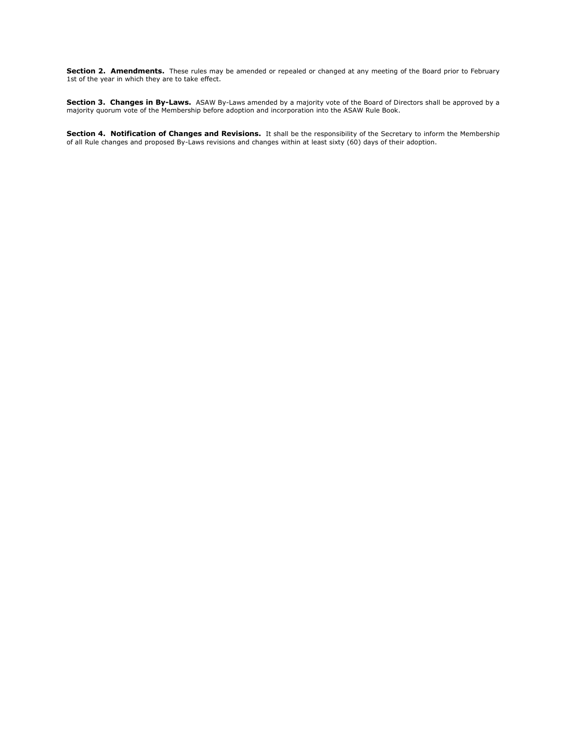**Section 2. Amendments.** These rules may be amended or repealed or changed at any meeting of the Board prior to February 1st of the year in which they are to take effect.

**Section 3. Changes in By-Laws.** ASAW By-Laws amended by a majority vote of the Board of Directors shall be approved by a majority quorum vote of the Membership before adoption and incorporation into the ASAW Rule Book.

**Section 4. Notification of Changes and Revisions.** It shall be the responsibility of the Secretary to inform the Membership of all Rule changes and proposed By-Laws revisions and changes within at least sixty (60) days of their adoption.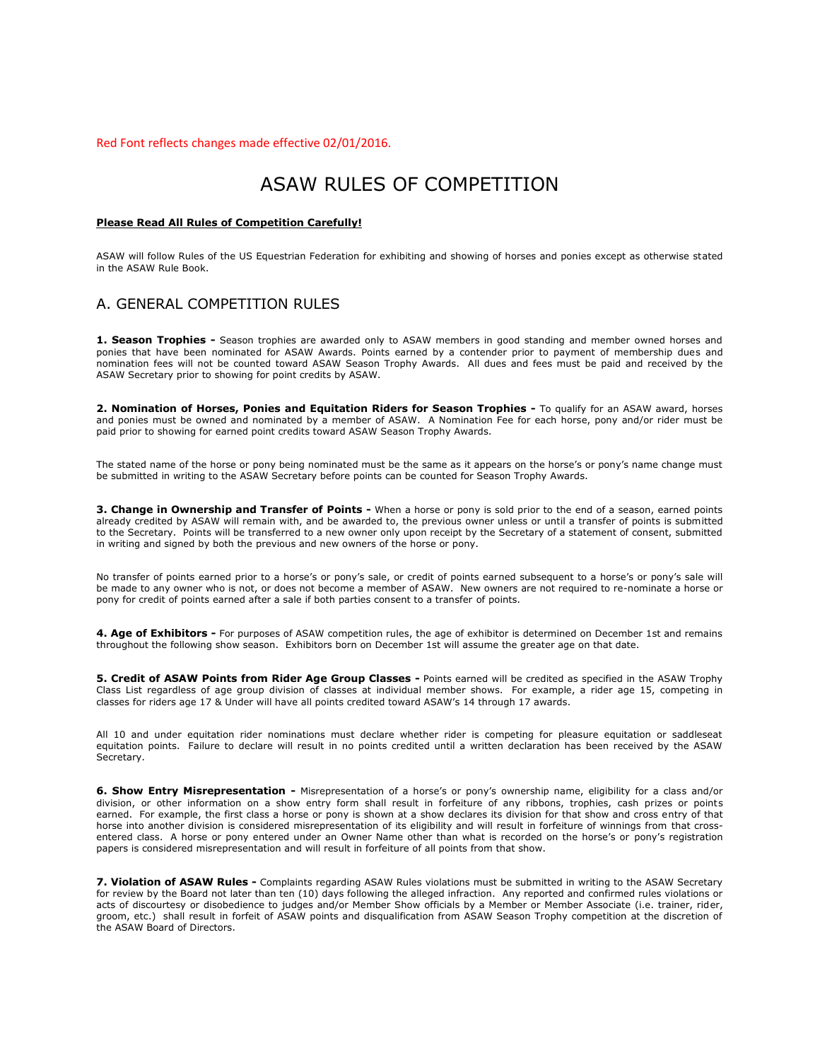Red Font reflects changes made effective 02/01/2016.

# ASAW RULES OF COMPETITION

**Please Read All Rules of Competition Carefully!**

ASAW will follow Rules of the US Equestrian Federation for exhibiting and showing of horses and ponies except as otherwise stated in the ASAW Rule Book.

## A. GENERAL COMPETITION RULES

**1. Season Trophies -** Season trophies are awarded only to ASAW members in good standing and member owned horses and ponies that have been nominated for ASAW Awards. Points earned by a contender prior to payment of membership dues and nomination fees will not be counted toward ASAW Season Trophy Awards. All dues and fees must be paid and received by the ASAW Secretary prior to showing for point credits by ASAW.

**2. Nomination of Horses, Ponies and Equitation Riders for Season Trophies -** To qualify for an ASAW award, horses and ponies must be owned and nominated by a member of ASAW. A Nomination Fee for each horse, pony and/or rider must be paid prior to showing for earned point credits toward ASAW Season Trophy Awards.

The stated name of the horse or pony being nominated must be the same as it appears on the horse's or pony's name change must be submitted in writing to the ASAW Secretary before points can be counted for Season Trophy Awards.

**3. Change in Ownership and Transfer of Points -** When a horse or pony is sold prior to the end of a season, earned points already credited by ASAW will remain with, and be awarded to, the previous owner unless or until a transfer of points is submitted to the Secretary. Points will be transferred to a new owner only upon receipt by the Secretary of a statement of consent, submitted in writing and signed by both the previous and new owners of the horse or pony.

No transfer of points earned prior to a horse's or pony's sale, or credit of points earned subsequent to a horse's or pony's sale will be made to any owner who is not, or does not become a member of ASAW. New owners are not required to re-nominate a horse or pony for credit of points earned after a sale if both parties consent to a transfer of points.

**4. Age of Exhibitors -** For purposes of ASAW competition rules, the age of exhibitor is determined on December 1st and remains throughout the following show season. Exhibitors born on December 1st will assume the greater age on that date.

**5. Credit of ASAW Points from Rider Age Group Classes -** Points earned will be credited as specified in the ASAW Trophy Class List regardless of age group division of classes at individual member shows. For example, a rider age 15, competing in classes for riders age 17 & Under will have all points credited toward ASAW's 14 through 17 awards.

All 10 and under equitation rider nominations must declare whether rider is competing for pleasure equitation or saddleseat equitation points. Failure to declare will result in no points credited until a written declaration has been received by the ASAW Secretary.

**6. Show Entry Misrepresentation -** Misrepresentation of a horse's or pony's ownership name, eligibility for a class and/or division, or other information on a show entry form shall result in forfeiture of any ribbons, trophies, cash prizes or points earned. For example, the first class a horse or pony is shown at a show declares its division for that show and cross entry of that horse into another division is considered misrepresentation of its eligibility and will result in forfeiture of winnings from that cross-entered class. A horse or pony entered under an Owner Name other than what is recorded on the horse's or pony's registration papers is considered misrepresentation and will result in forfeiture of all points from that show.

**7. Violation of ASAW Rules -** Complaints regarding ASAW Rules violations must be submitted in writing to the ASAW Secretary for review by the Board not later than ten (10) days following the alleged infraction. Any reported and confirmed rules violations or acts of discourtesy or disobedience to judges and/or Member Show officials by a Member or Member Associate (i.e. trainer, rider, groom, etc.) shall result in forfeit of ASAW points and disqualification from ASAW Season Trophy competition at the discretion of the ASAW Board of Directors.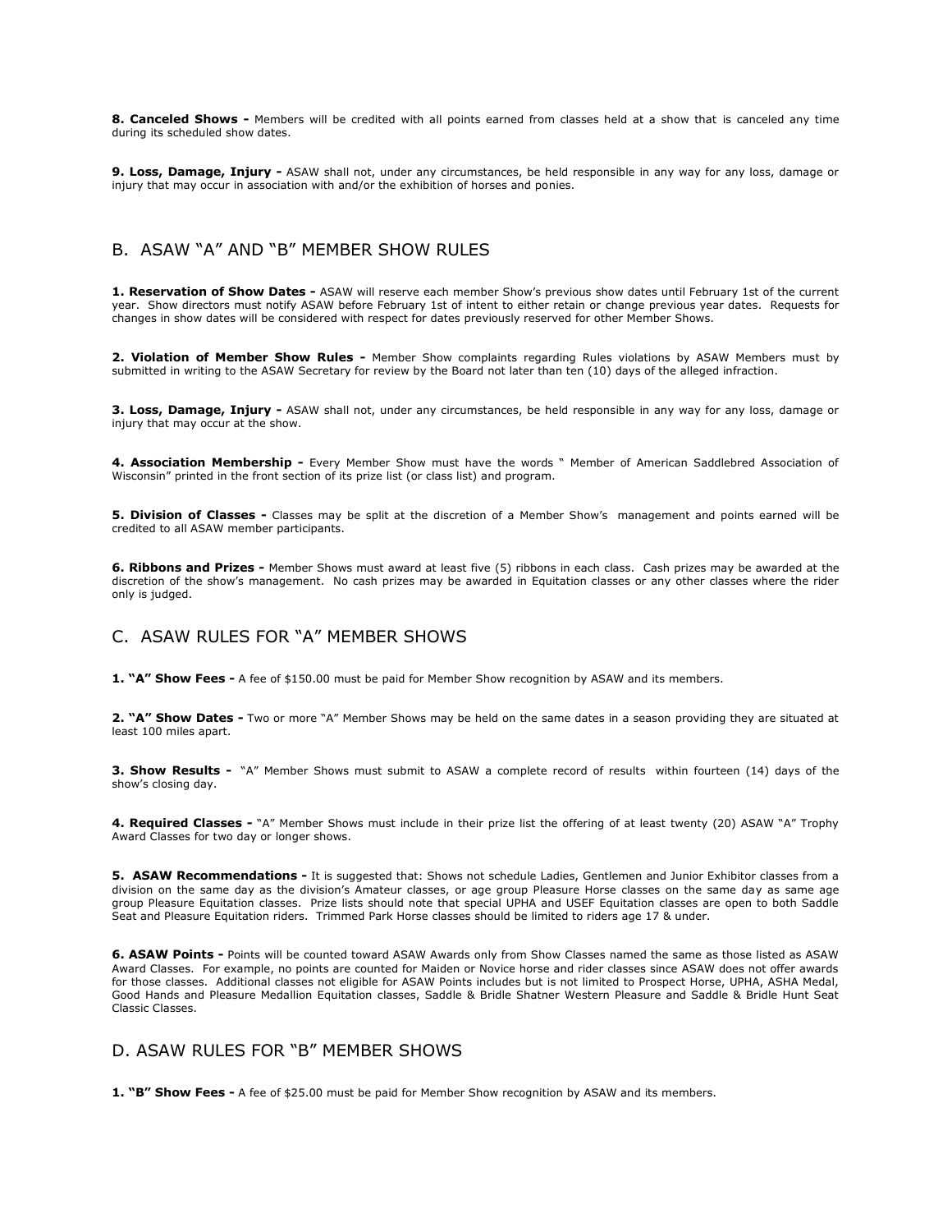**8. Canceled Shows -** Members will be credited with all points earned from classes held at a show that is canceled any time during its scheduled show dates.

**9. Loss, Damage, Injury -** ASAW shall not, under any circumstances, be held responsible in any way for any loss, damage or injury that may occur in association with and/or the exhibition of horses and ponies.

## B. ASAW "A" AND "B" MEMBER SHOW RULES

**1. Reservation of Show Dates -** ASAW will reserve each member Show's previous show dates until February 1st of the current year. Show directors must notify ASAW before February 1st of intent to either retain or change previous year dates. Requests for changes in show dates will be considered with respect for dates previously reserved for other Member Shows.

**2. Violation of Member Show Rules -** Member Show complaints regarding Rules violations by ASAW Members must by submitted in writing to the ASAW Secretary for review by the Board not later than ten (10) days of the alleged infraction.

**3. Loss, Damage, Injury -** ASAW shall not, under any circumstances, be held responsible in any way for any loss, damage or injury that may occur at the show.

**4. Association Membership -** Every Member Show must have the words " Member of American Saddlebred Association of Wisconsin" printed in the front section of its prize list (or class list) and program.

**5. Division of Classes -** Classes may be split at the discretion of a Member Show's management and points earned will be credited to all ASAW member participants.

**6. Ribbons and Prizes -** Member Shows must award at least five (5) ribbons in each class. Cash prizes may be awarded at the discretion of the show's management. No cash prizes may be awarded in Equitation classes or any other classes where the rider only is judged.

## C. ASAW RULES FOR "A" MEMBER SHOWS

**1. "A" Show Fees -** A fee of $150.00 must be paid for Member Show recognition by ASAW and its members.

**2. "A" Show Dates -** Two or more "A" Member Shows may be held on the same dates in a season providing they are situated at least 100 miles apart.

**3. Show Results -** "A" Member Shows must submit to ASAW a complete record of results within fourteen (14) days of the show's closing day.

**4. Required Classes -** "A" Member Shows must include in their prize list the offering of at least twenty (20) ASAW "A" Trophy Award Classes for two day or longer shows.

**5. ASAW Recommendations -** It is suggested that: Shows not schedule Ladies, Gentlemen and Junior Exhibitor classes from a division on the same day as the division's Amateur classes, or age group Pleasure Horse classes on the same day as same age group Pleasure Equitation classes. Prize lists should note that special UPHA and USEF Equitation classes are open to both Saddle Seat and Pleasure Equitation riders. Trimmed Park Horse classes should be limited to riders age 17 & under.

**6. ASAW Points -** Points will be counted toward ASAW Awards only from Show Classes named the same as those listed as ASAW Award Classes. For example, no points are counted for Maiden or Novice horse and rider classes since ASAW does not offer awards for those classes. Additional classes not eligible for ASAW Points includes but is not limited to Prospect Horse, UPHA, ASHA Medal, Good Hands and Pleasure Medallion Equitation classes, Saddle & Bridle Shatner Western Pleasure and Saddle & Bridle Hunt Seat Classic Classes.

## D. ASAW RULES FOR "B" MEMBER SHOWS

**1. "B" Show Fees -** A fee of $25.00 must be paid for Member Show recognition by ASAW and its members.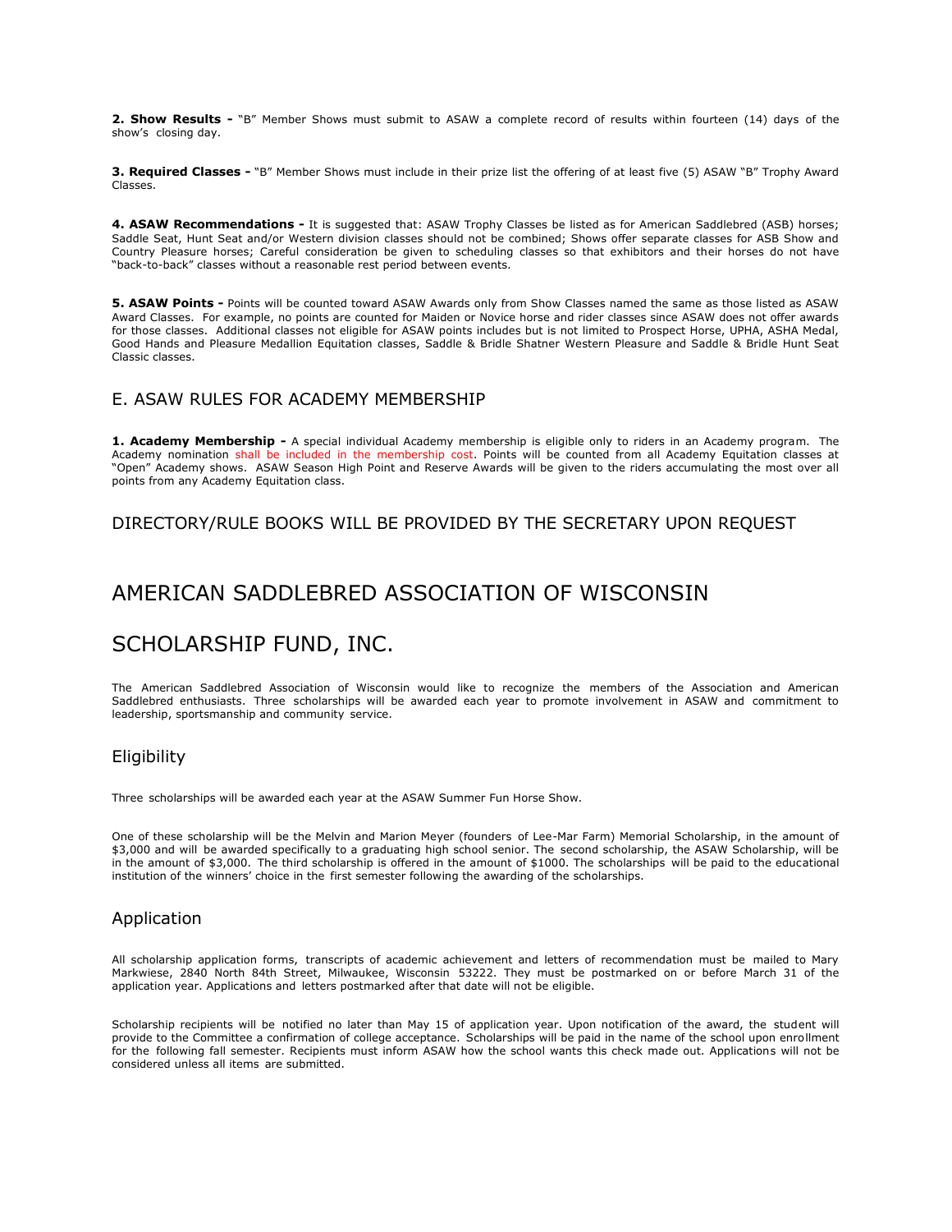**2. Show Results -** "B" Member Shows must submit to ASAW a complete record of results within fourteen (14) days of the show's closing day.

**3. Required Classes -** "B" Member Shows must include in their prize list the offering of at least five (5) ASAW "B" Trophy Award Classes.

**4. ASAW Recommendations -** It is suggested that: ASAW Trophy Classes be listed as for American Saddlebred (ASB) horses; Saddle Seat, Hunt Seat and/or Western division classes should not be combined; Shows offer separate classes for ASB Show and Country Pleasure horses; Careful consideration be given to scheduling classes so that exhibitors and their horses do not have "back-to-back" classes without a reasonable rest period between events.

**5. ASAW Points -** Points will be counted toward ASAW Awards only from Show Classes named the same as those listed as ASAW Award Classes. For example, no points are counted for Maiden or Novice horse and rider classes since ASAW does not offer awards for those classes. Additional classes not eligible for ASAW points includes but is not limited to Prospect Horse, UPHA, ASHA Medal, Good Hands and Pleasure Medallion Equitation classes, Saddle & Bridle Shatner Western Pleasure and Saddle & Bridle Hunt Seat Classic classes.

## E. ASAW RULES FOR ACADEMY MEMBERSHIP

**1. Academy Membership -** A special individual Academy membership is eligible only to riders in an Academy program. The Academy nomination shall be included in the membership cost. Points will be counted from all Academy Equitation classes at "Open" Academy shows. ASAW Season High Point and Reserve Awards will be given to the riders accumulating the most over all points from any Academy Equitation class.

## DIRECTORY/RULE BOOKS WILL BE PROVIDED BY THE SECRETARY UPON REQUEST

# AMERICAN SADDLEBRED ASSOCIATION OF WISCONSIN

# SCHOLARSHIP FUND, INC.

The American Saddlebred Association of Wisconsin would like to recognize the members of the Association and American Saddlebred enthusiasts. Three scholarships will be awarded each year to promote involvement in ASAW and commitment to leadership, sportsmanship and community service.

## Eligibility

Three scholarships will be awarded each year at the ASAW Summer Fun Horse Show.

One of these scholarship will be the Melvin and Marion Meyer (founders of Lee-Mar Farm) Memorial Scholarship, in the amount of $3,000 and will be awarded specifically to a graduating high school senior. The second scholarship, the ASAW Scholarship, will be in the amount of $3,000. The third scholarship is offered in the amount of $1000. The scholarships will be paid to the educational institution of the winners' choice in the first semester following the awarding of the scholarships.

## Application

All scholarship application forms, transcripts of academic achievement and letters of recommendation must be mailed to Mary Markwiese, 2840 North 84th Street, Milwaukee, Wisconsin 53222. They must be postmarked on or before March 31 of the application year. Applications and letters postmarked after that date will not be eligible.

Scholarship recipients will be notified no later than May 15 of application year. Upon notification of the award, the student will provide to the Committee a confirmation of college acceptance. Scholarships will be paid in the name of the school upon enrollment for the following fall semester. Recipients must inform ASAW how the school wants this check made out. Applications will not be considered unless all items are submitted.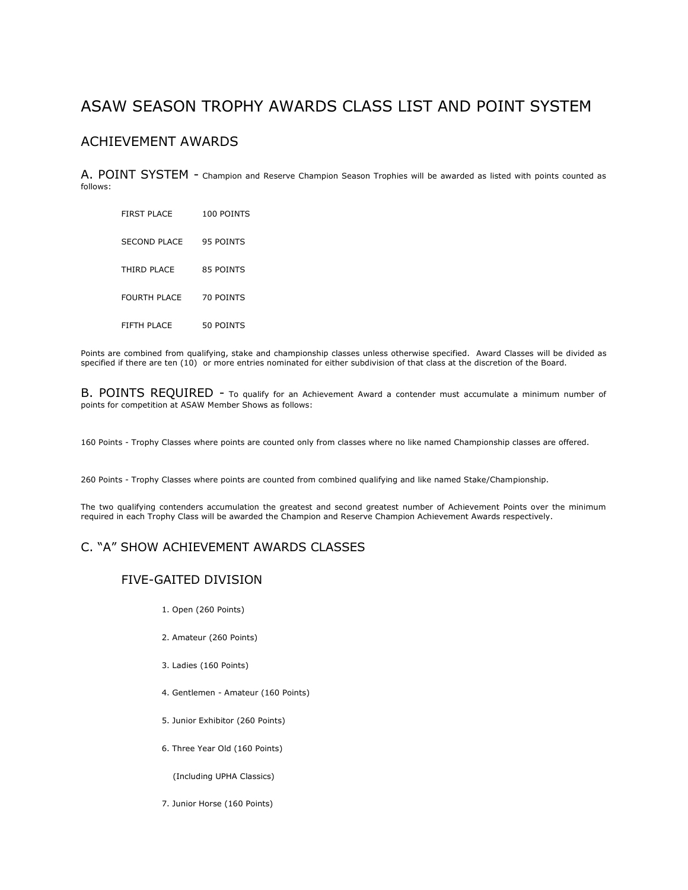# ASAW SEASON TROPHY AWARDS CLASS LIST AND POINT SYSTEM

## ACHIEVEMENT AWARDS

### A. POINT SYSTEM - 

Champion and Reserve Champion Season Trophies will be awarded as listed with points counted as follows:

| | |
|---|---|
| FIRST PLACE | 100 POINTS |
| SECOND PLACE | 95 POINTS |
| THIRD PLACE | 85 POINTS |
| FOURTH PLACE | 70 POINTS |
| FIFTH PLACE | 50 POINTS |

Points are combined from qualifying, stake and championship classes unless otherwise specified. Award Classes will be divided as specified if there are ten (10) or more entries nominated for either subdivision of that class at the discretion of the Board.

### B. POINTS REQUIRED - 

To qualify for an Achievement Award a contender must accumulate a minimum number of points for competition at ASAW Member Shows as follows:

160 Points - Trophy Classes where points are counted only from classes where no like named Championship classes are offered.

260 Points - Trophy Classes where points are counted from combined qualifying and like named Stake/Championship.

The two qualifying contenders accumulation the greatest and second greatest number of Achievement Points over the minimum required in each Trophy Class will be awarded the Champion and Reserve Champion Achievement Awards respectively.

## C. "A" SHOW ACHIEVEMENT AWARDS CLASSES

### FIVE-GAITED DIVISION

1. Open (260 Points)
2. Amateur (260 Points)
3. Ladies (160 Points)
4. Gentlemen - Amateur (160 Points)
5. Junior Exhibitor (260 Points)
6. Three Year Old (160 Points)

   (Including UPHA Classics)
7. Junior Horse (160 Points)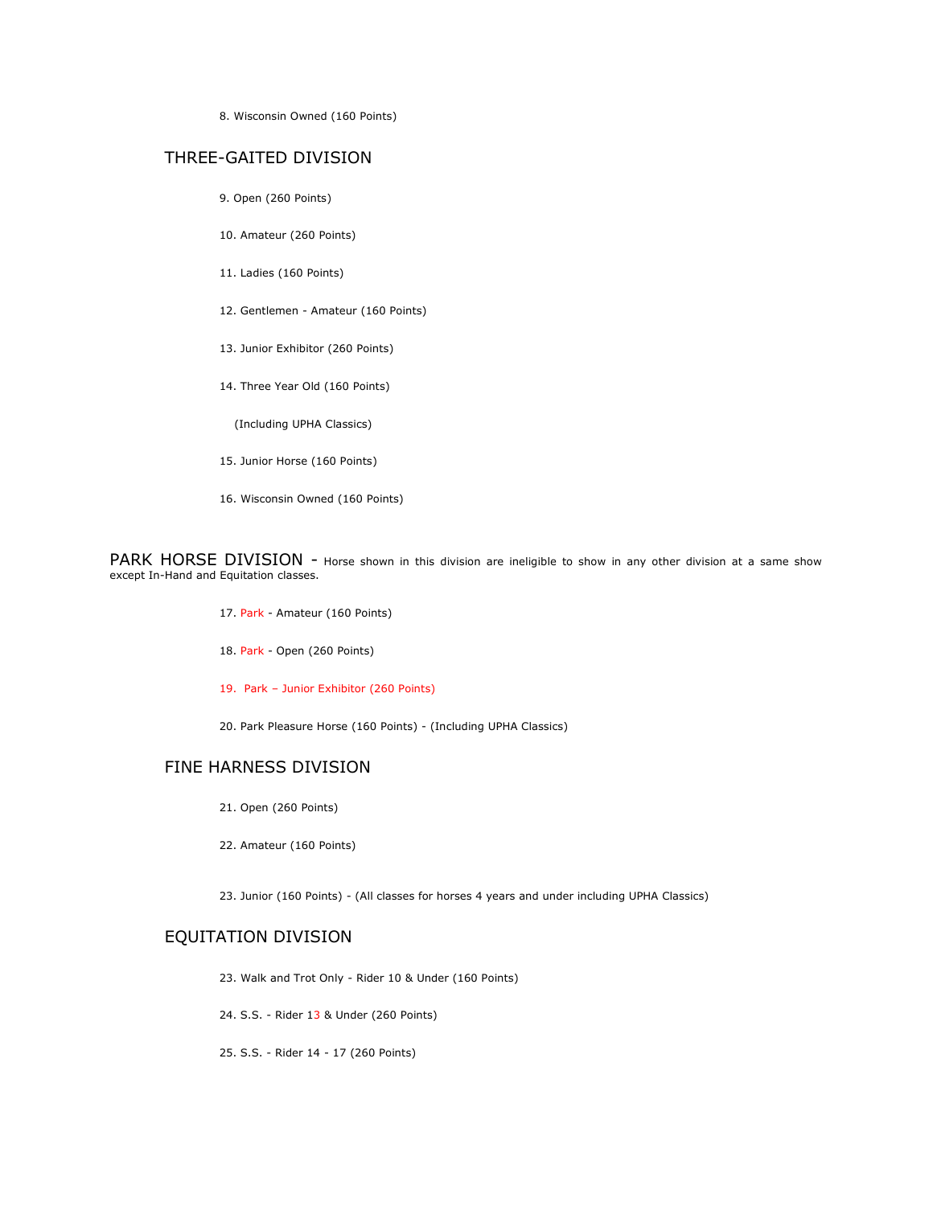8. Wisconsin Owned (160 Points)

## THREE-GAITED DIVISION

9. Open (260 Points)

10. Amateur (260 Points)

11. Ladies (160 Points)

12. Gentlemen - Amateur (160 Points)

13. Junior Exhibitor (260 Points)

14. Three Year Old (160 Points)

    (Including UPHA Classics)

15. Junior Horse (160 Points)

16. Wisconsin Owned (160 Points)

## PARK HORSE DIVISION - Horse shown in this division are ineligible to show in any other division at a same show except In-Hand and Equitation classes.

17. Park - Amateur (160 Points)

18. Park - Open (260 Points)

19. Park – Junior Exhibitor (260 Points)

20. Park Pleasure Horse (160 Points) - (Including UPHA Classics)

## FINE HARNESS DIVISION

21. Open (260 Points)

22. Amateur (160 Points)

23. Junior (160 Points) - (All classes for horses 4 years and under including UPHA Classics)

## EQUITATION DIVISION

23. Walk and Trot Only - Rider 10 & Under (160 Points)

24. S.S. - Rider 13 & Under (260 Points)

25. S.S. - Rider 14 - 17 (260 Points)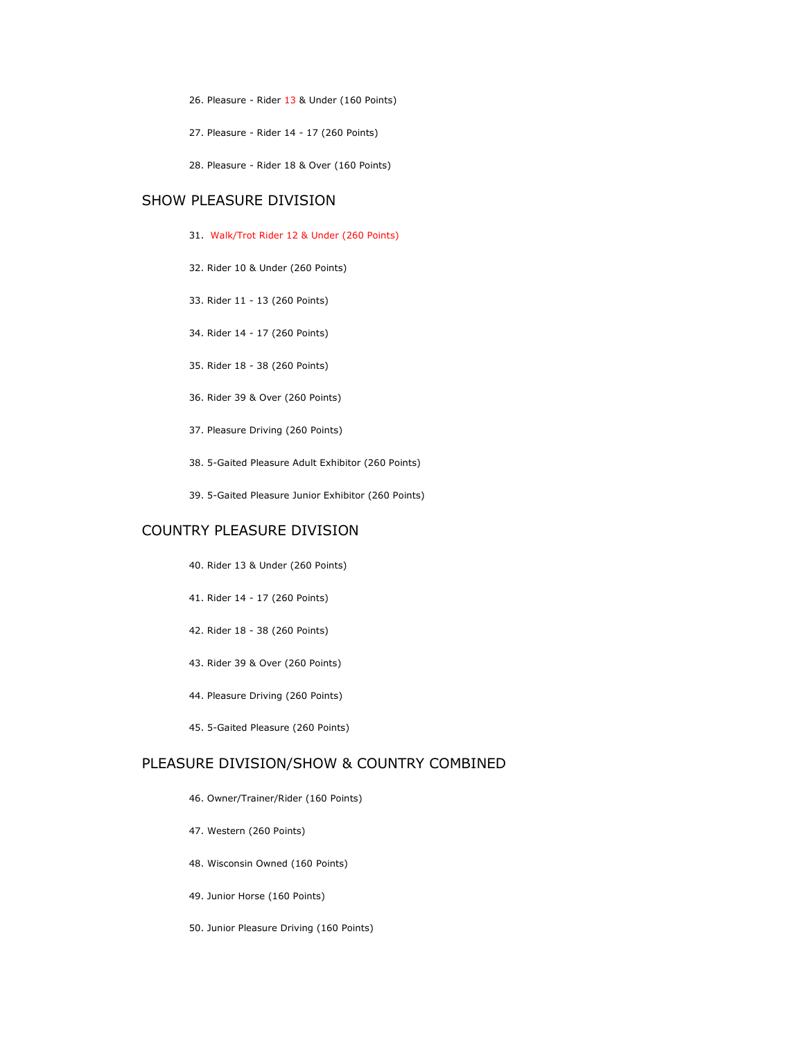26. Pleasure - Rider 13 & Under (160 Points)

27. Pleasure - Rider 14 - 17 (260 Points)

28. Pleasure - Rider 18 & Over (160 Points)

## SHOW PLEASURE DIVISION

31. Walk/Trot Rider 12 & Under (260 Points)

32. Rider 10 & Under (260 Points)

33. Rider 11 - 13 (260 Points)

34. Rider 14 - 17 (260 Points)

35. Rider 18 - 38 (260 Points)

36. Rider 39 & Over (260 Points)

37. Pleasure Driving (260 Points)

38. 5-Gaited Pleasure Adult Exhibitor (260 Points)

39. 5-Gaited Pleasure Junior Exhibitor (260 Points)

## COUNTRY PLEASURE DIVISION

40. Rider 13 & Under (260 Points)

41. Rider 14 - 17 (260 Points)

42. Rider 18 - 38 (260 Points)

43. Rider 39 & Over (260 Points)

44. Pleasure Driving (260 Points)

45. 5-Gaited Pleasure (260 Points)

## PLEASURE DIVISION/SHOW & COUNTRY COMBINED

46. Owner/Trainer/Rider (160 Points)

47. Western (260 Points)

48. Wisconsin Owned (160 Points)

49. Junior Horse (160 Points)

50. Junior Pleasure Driving (160 Points)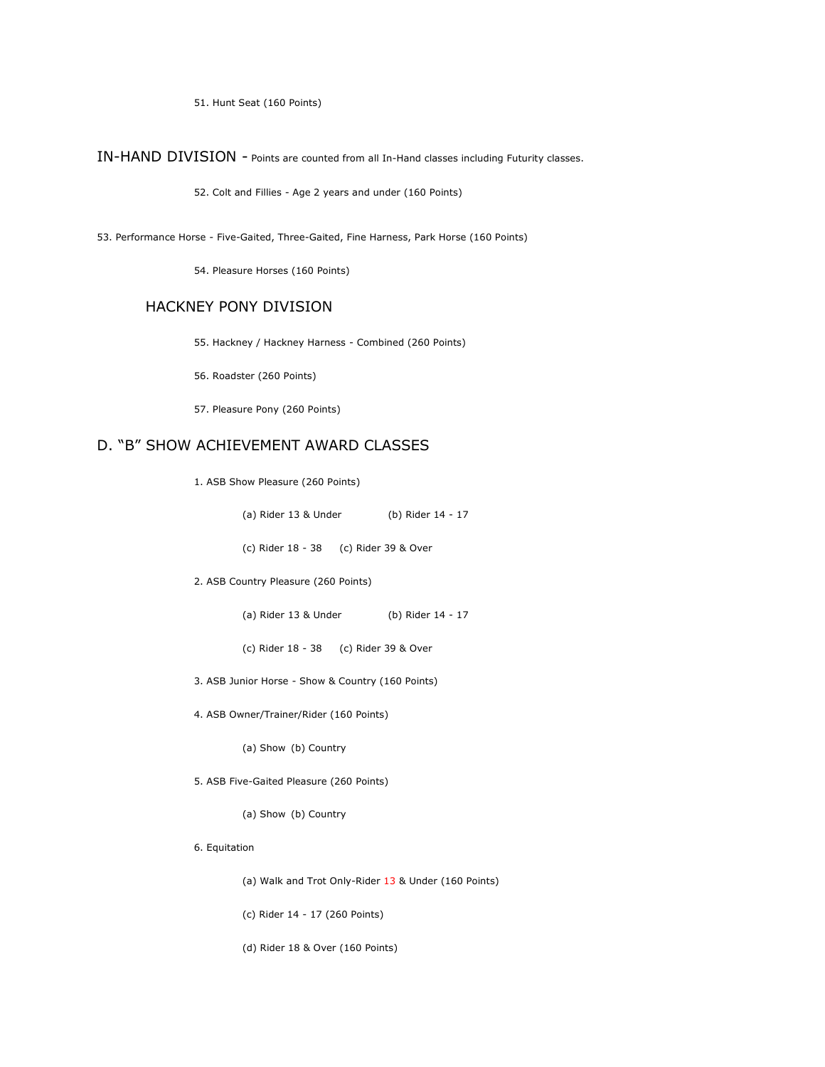51. Hunt Seat (160 Points)

## IN-HAND DIVISION - Points are counted from all In-Hand classes including Futurity classes.

52. Colt and Fillies - Age 2 years and under (160 Points)

53. Performance Horse - Five-Gaited, Three-Gaited, Fine Harness, Park Horse (160 Points)

54. Pleasure Horses (160 Points)

## HACKNEY PONY DIVISION

55. Hackney / Hackney Harness - Combined (260 Points)

56. Roadster (260 Points)

57. Pleasure Pony (260 Points)

## D. "B" SHOW ACHIEVEMENT AWARD CLASSES

1. ASB Show Pleasure (260 Points)

   (a) Rider 13 & Under (b) Rider 14 - 17

   (c) Rider 18 - 38 (c) Rider 39 & Over

2. ASB Country Pleasure (260 Points)

   (a) Rider 13 & Under (b) Rider 14 - 17

   (c) Rider 18 - 38 (c) Rider 39 & Over

3. ASB Junior Horse - Show & Country (160 Points)

4. ASB Owner/Trainer/Rider (160 Points)

   (a) Show (b) Country

5. ASB Five-Gaited Pleasure (260 Points)

   (a) Show (b) Country

6. Equitation

   (a) Walk and Trot Only-Rider 13 & Under (160 Points)

   (c) Rider 14 - 17 (260 Points)

   (d) Rider 18 & Over (160 Points)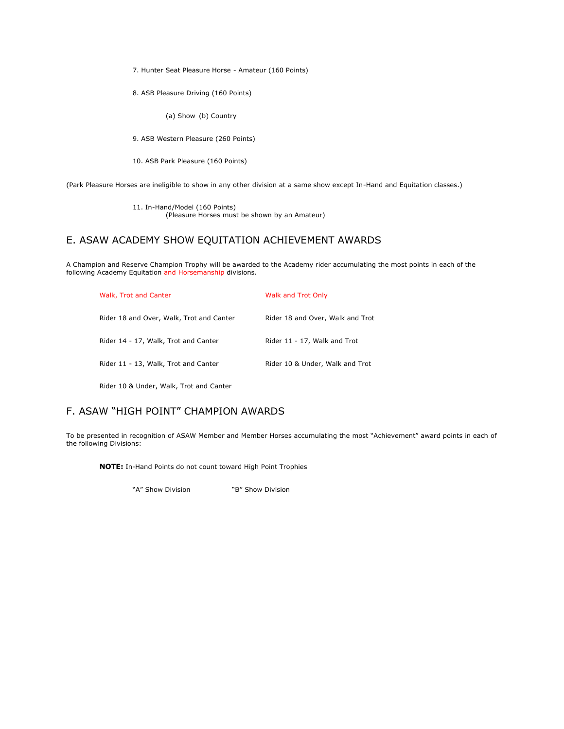7. Hunter Seat Pleasure Horse - Amateur (160 Points)

8. ASB Pleasure Driving (160 Points)

    (a) Show  (b) Country

9. ASB Western Pleasure (260 Points)

10. ASB Park Pleasure (160 Points)

(Park Pleasure Horses are ineligible to show in any other division at a same show except In-Hand and Equitation classes.)

11. In-Hand/Model (160 Points)
    (Pleasure Horses must be shown by an Amateur)

## E. ASAW ACADEMY SHOW EQUITATION ACHIEVEMENT AWARDS

A Champion and Reserve Champion Trophy will be awarded to the Academy rider accumulating the most points in each of the following Academy Equitation and Horsemanship divisions.

| Walk, Trot and Canter | Walk and Trot Only |
|---|---|
| Rider 18 and Over, Walk, Trot and Canter | Rider 18 and Over, Walk and Trot |
| Rider 14 - 17, Walk, Trot and Canter | Rider 11 - 17, Walk and Trot |
| Rider 11 - 13, Walk, Trot and Canter | Rider 10 & Under, Walk and Trot |
| Rider 10 & Under, Walk, Trot and Canter | |

## F. ASAW "HIGH POINT" CHAMPION AWARDS

To be presented in recognition of ASAW Member and Member Horses accumulating the most "Achievement" award points in each of the following Divisions:

**NOTE:** In-Hand Points do not count toward High Point Trophies

"A" Show Division    "B" Show Division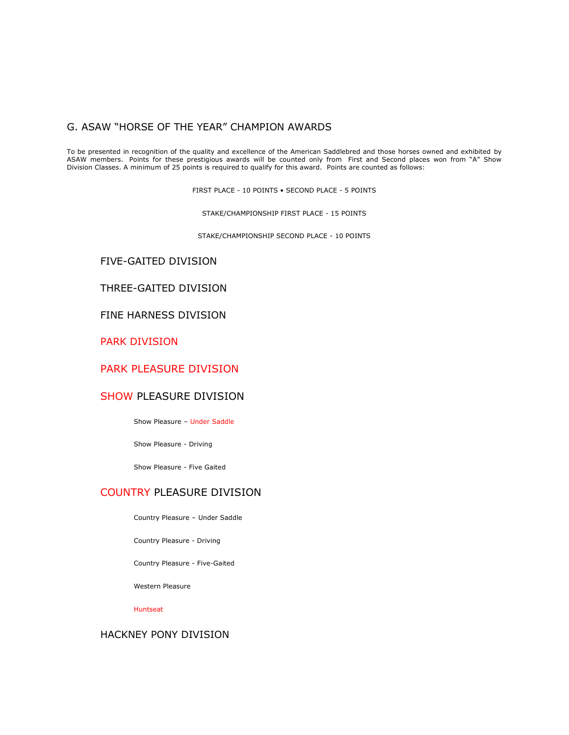## G. ASAW "HORSE OF THE YEAR" CHAMPION AWARDS

To be presented in recognition of the quality and excellence of the American Saddlebred and those horses owned and exhibited by ASAW members. Points for these prestigious awards will be counted only from First and Second places won from "A" Show Division Classes. A minimum of 25 points is required to qualify for this award. Points are counted as follows:

FIRST PLACE - 10 POINTS • SECOND PLACE - 5 POINTS

STAKE/CHAMPIONSHIP FIRST PLACE - 15 POINTS

STAKE/CHAMPIONSHIP SECOND PLACE - 10 POINTS

### FIVE-GAITED DIVISION

### THREE-GAITED DIVISION

### FINE HARNESS DIVISION

### PARK DIVISION

### PARK PLEASURE DIVISION

### SHOW PLEASURE DIVISION

- Show Pleasure – Under Saddle
- Show Pleasure - Driving
- Show Pleasure - Five Gaited

### COUNTRY PLEASURE DIVISION

- Country Pleasure – Under Saddle
- Country Pleasure - Driving
- Country Pleasure - Five-Gaited
- Western Pleasure
- Huntseat

### HACKNEY PONY DIVISION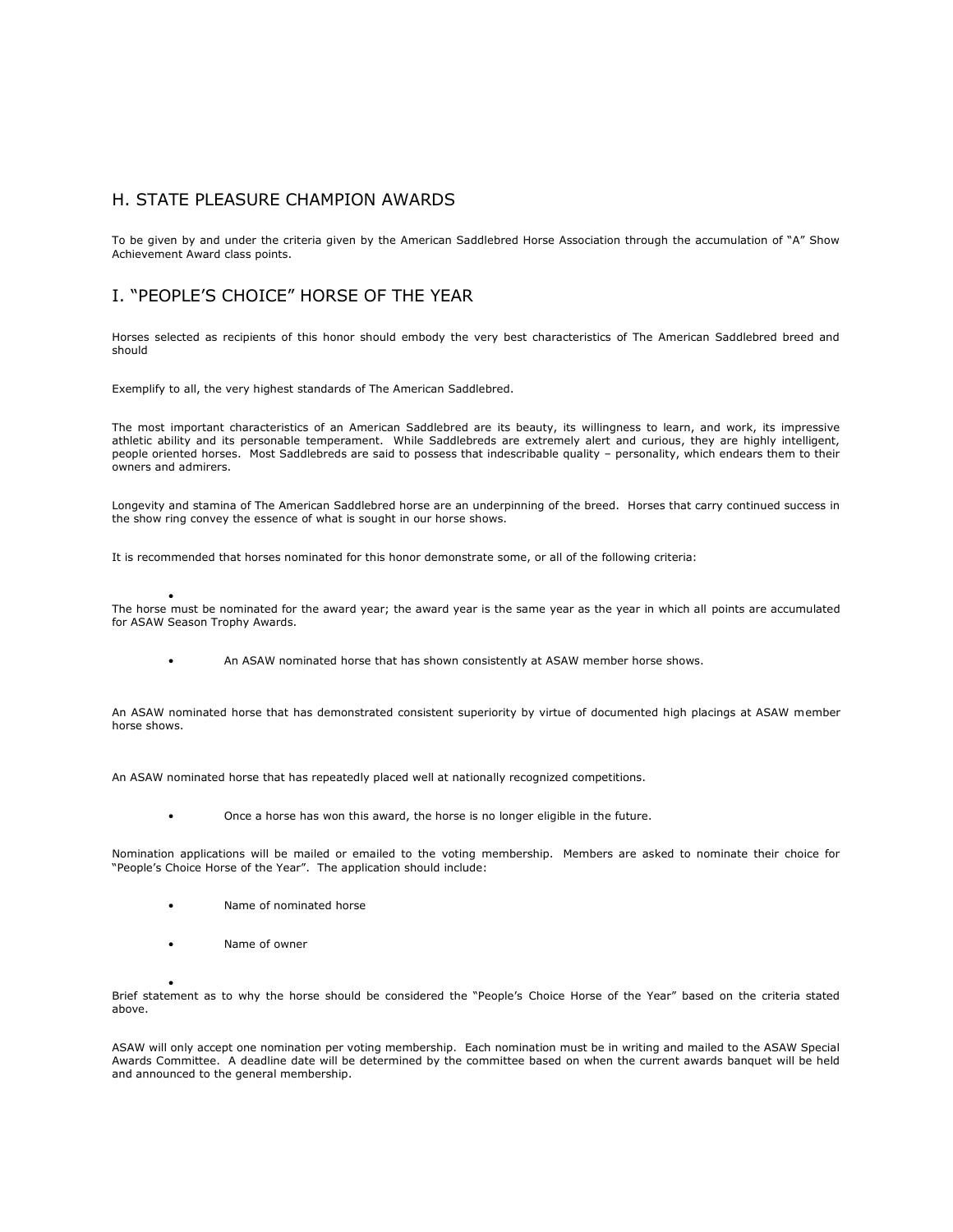## H. STATE PLEASURE CHAMPION AWARDS

To be given by and under the criteria given by the American Saddlebred Horse Association through the accumulation of "A" Show Achievement Award class points.

## I. "PEOPLE'S CHOICE" HORSE OF THE YEAR

Horses selected as recipients of this honor should embody the very best characteristics of The American Saddlebred breed and should

Exemplify to all, the very highest standards of The American Saddlebred.

The most important characteristics of an American Saddlebred are its beauty, its willingness to learn, and work, its impressive athletic ability and its personable temperament. While Saddlebreds are extremely alert and curious, they are highly intelligent, people oriented horses. Most Saddlebreds are said to possess that indescribable quality – personality, which endears them to their owners and admirers.

Longevity and stamina of The American Saddlebred horse are an underpinning of the breed. Horses that carry continued success in the show ring convey the essence of what is sought in our horse shows.

It is recommended that horses nominated for this honor demonstrate some, or all of the following criteria:

- The horse must be nominated for the award year; the award year is the same year as the year in which all points are accumulated for ASAW Season Trophy Awards.
- An ASAW nominated horse that has shown consistently at ASAW member horse shows.

An ASAW nominated horse that has demonstrated consistent superiority by virtue of documented high placings at ASAW member horse shows.

An ASAW nominated horse that has repeatedly placed well at nationally recognized competitions.

- Once a horse has won this award, the horse is no longer eligible in the future.

Nomination applications will be mailed or emailed to the voting membership. Members are asked to nominate their choice for "People's Choice Horse of the Year". The application should include:

- Name of nominated horse
- Name of owner
- Brief statement as to why the horse should be considered the "People's Choice Horse of the Year" based on the criteria stated above.

ASAW will only accept one nomination per voting membership. Each nomination must be in writing and mailed to the ASAW Special Awards Committee. A deadline date will be determined by the committee based on when the current awards banquet will be held and announced to the general membership.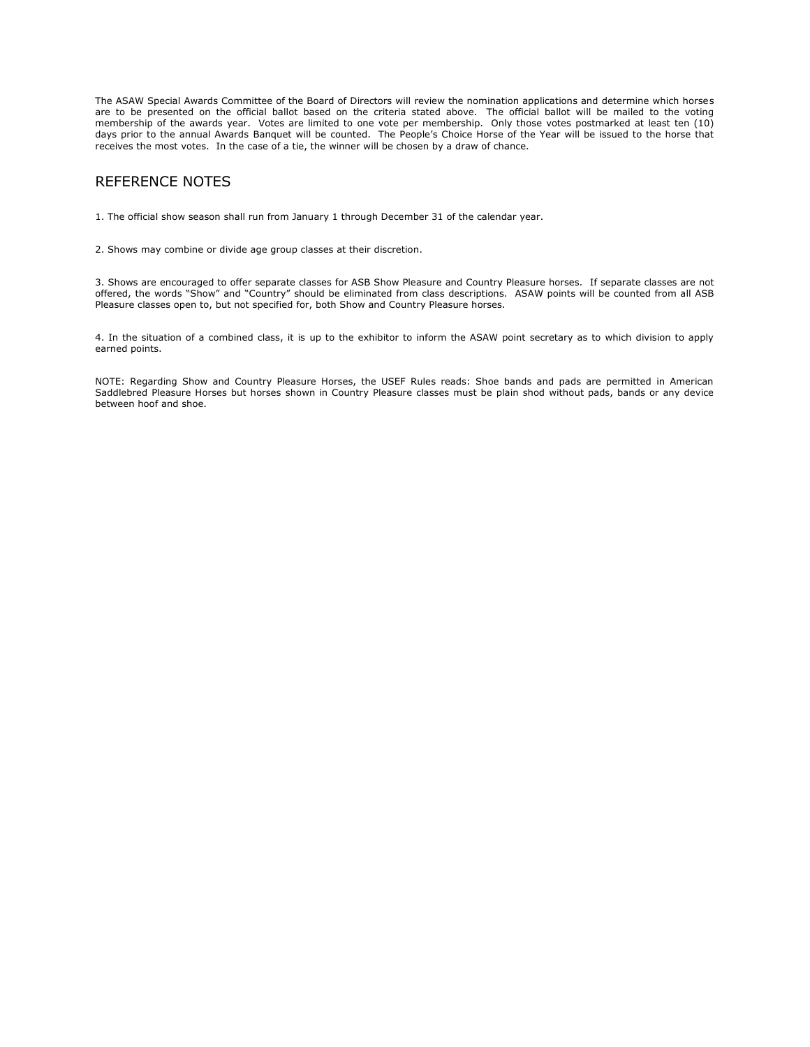The ASAW Special Awards Committee of the Board of Directors will review the nomination applications and determine which horses are to be presented on the official ballot based on the criteria stated above. The official ballot will be mailed to the voting membership of the awards year. Votes are limited to one vote per membership. Only those votes postmarked at least ten (10) days prior to the annual Awards Banquet will be counted. The People's Choice Horse of the Year will be issued to the horse that receives the most votes. In the case of a tie, the winner will be chosen by a draw of chance.

## REFERENCE NOTES

1. The official show season shall run from January 1 through December 31 of the calendar year.

2. Shows may combine or divide age group classes at their discretion.

3. Shows are encouraged to offer separate classes for ASB Show Pleasure and Country Pleasure horses. If separate classes are not offered, the words "Show" and "Country" should be eliminated from class descriptions. ASAW points will be counted from all ASB Pleasure classes open to, but not specified for, both Show and Country Pleasure horses.

4. In the situation of a combined class, it is up to the exhibitor to inform the ASAW point secretary as to which division to apply earned points.

NOTE: Regarding Show and Country Pleasure Horses, the USEF Rules reads: Shoe bands and pads are permitted in American Saddlebred Pleasure Horses but horses shown in Country Pleasure classes must be plain shod without pads, bands or any device between hoof and shoe.